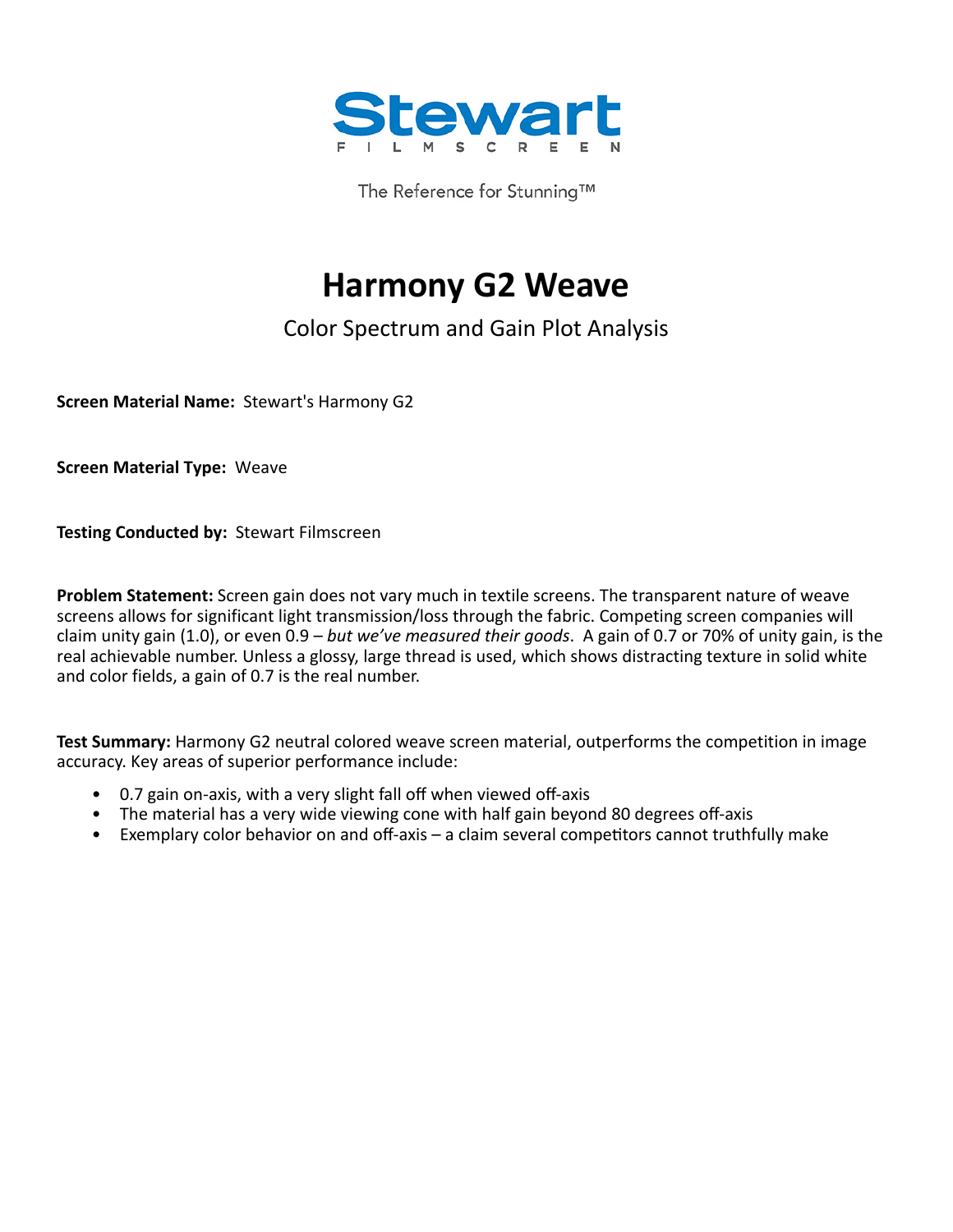Stewart

FILMSCREEN

The Reference for Stunning™

# Harmony G2 Weave

## Color Spectrum and Gain Plot Analysis

**Screen Material Name:** Stewart's Harmony G2

**Screen Material Type:** Weave

**Testing Conducted by:** Stewart Filmscreen

**Problem Statement:** Screen gain does not vary much in textile screens. The transparent nature of weave screens allows for significant light transmission/loss through the fabric. Competing screen companies will claim unity gain (1.0), or even 0.9 – *but we've measured their goods*. A gain of 0.7 or 70% of unity gain, is the real achievable number. Unless a glossy, large thread is used, which shows distracting texture in solid white and color fields, a gain of 0.7 is the real number.

**Test Summary:** Harmony G2 neutral colored weave screen material, outperforms the competition in image accuracy. Key areas of superior performance include:

- 0.7 gain on-axis, with a very slight fall off when viewed off-axis
- The material has a very wide viewing cone with half gain beyond 80 degrees off-axis
- Exemplary color behavior on and off-axis – a claim several competitors cannot truthfully make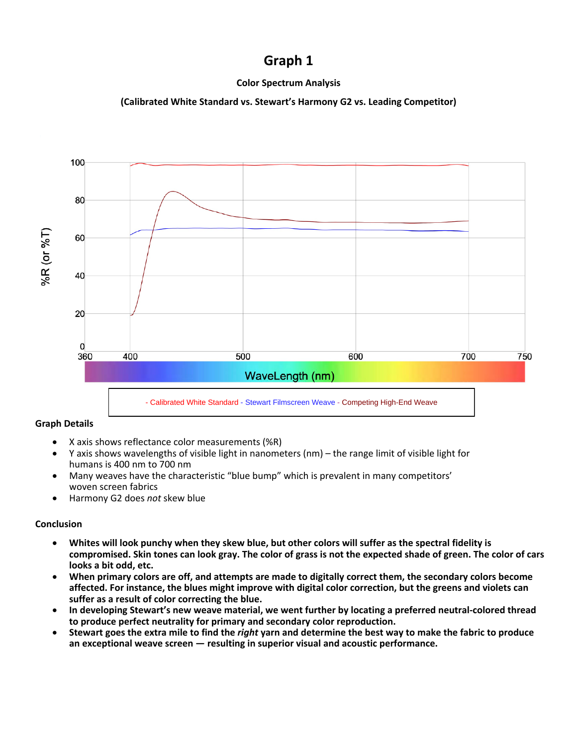# Graph 1

**Color Spectrum Analysis**

**(Calibrated White Standard vs. Stewart's Harmony G2 vs. Leading Competitor)**

%R (or %T)

WaveLength (nm)

- Calibrated White Standard - Stewart Filmscreen Weave - Competing High-End Weave

## Graph Details

- X axis shows reflectance color measurements (%R)
- Y axis shows wavelengths of visible light in nanometers (nm) – the range limit of visible light for humans is 400 nm to 700 nm
- Many weaves have the characteristic "blue bump" which is prevalent in many competitors' woven screen fabrics
- Harmony G2 does *not* skew blue

## Conclusion

- **Whites will look punchy when they skew blue, but other colors will suffer as the spectral fidelity is compromised. Skin tones can look gray. The color of grass is not the expected shade of green. The color of cars looks a bit odd, etc.**
- **When primary colors are off, and attempts are made to digitally correct them, the secondary colors become affected. For instance, the blues might improve with digital color correction, but the greens and violets can suffer as a result of color correcting the blue.**
- **In developing Stewart's new weave material, we went further by locating a preferred neutral-colored thread to produce perfect neutrality for primary and secondary color reproduction.**
- **Stewart goes the extra mile to find the *right* yarn and determine the best way to make the fabric to produce an exceptional weave screen — resulting in superior visual and acoustic performance.**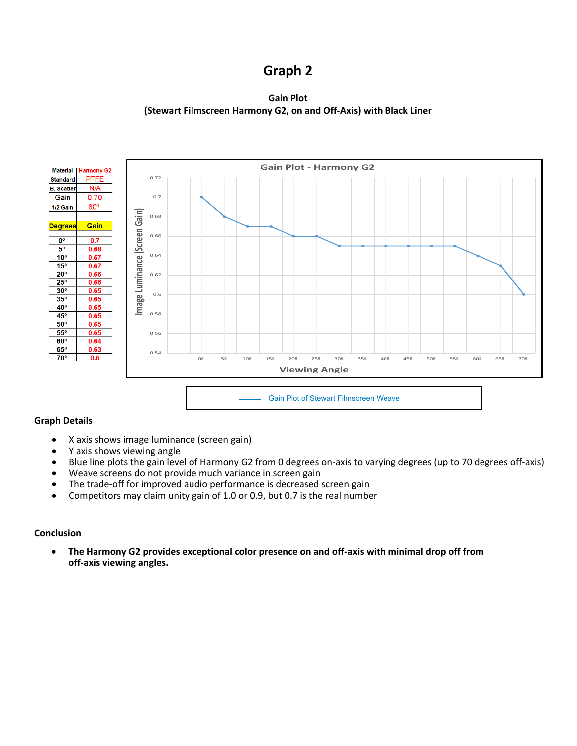# Graph 2

**Gain Plot**
**(Stewart Filmscreen Harmony G2, on and Off-Axis) with Black Liner**

| | |
|---|---|
| Material | Harmony G2 |
| Standard | PTFE |
| B. Scatter | N/A |
| Gain | 0.70 |
| 1/2 Gain | 80º |

| Degrees | Gain |
|---|---|
| 0º | 0.7 |
| 5º | 0.68 |
| 10º | 0.67 |
| 15º | 0.67 |
| 20º | 0.66 |
| 25º | 0.66 |
| 30º | 0.65 |
| 35º | 0.65 |
| 40º | 0.65 |
| 45º | 0.65 |
| 50º | 0.65 |
| 55º | 0.65 |
| 60º | 0.64 |
| 65º | 0.63 |
| 70º | 0.6 |

Gain Plot - Harmony G2

Image Luminance (Screen Gain)

0.72
0.7
0.68
0.66
0.64
0.62
0.6
0.58
0.56
0.54

0º 5º 10º 15º 20º 25º 30º 35º 40º 45º 50º 55º 60º 65º 70º

Viewing Angle

Gain Plot of Stewart Filmscreen Weave

**Graph Details**

- X axis shows image luminance (screen gain)
- Y axis shows viewing angle
- Blue line plots the gain level of Harmony G2 from 0 degrees on-axis to varying degrees (up to 70 degrees off-axis)
- Weave screens do not provide much variance in screen gain
- The trade-off for improved audio performance is decreased screen gain
- Competitors may claim unity gain of 1.0 or 0.9, but 0.7 is the real number

**Conclusion**

- **The Harmony G2 provides exceptional color presence on and off-axis with minimal drop off from off-axis viewing angles.**